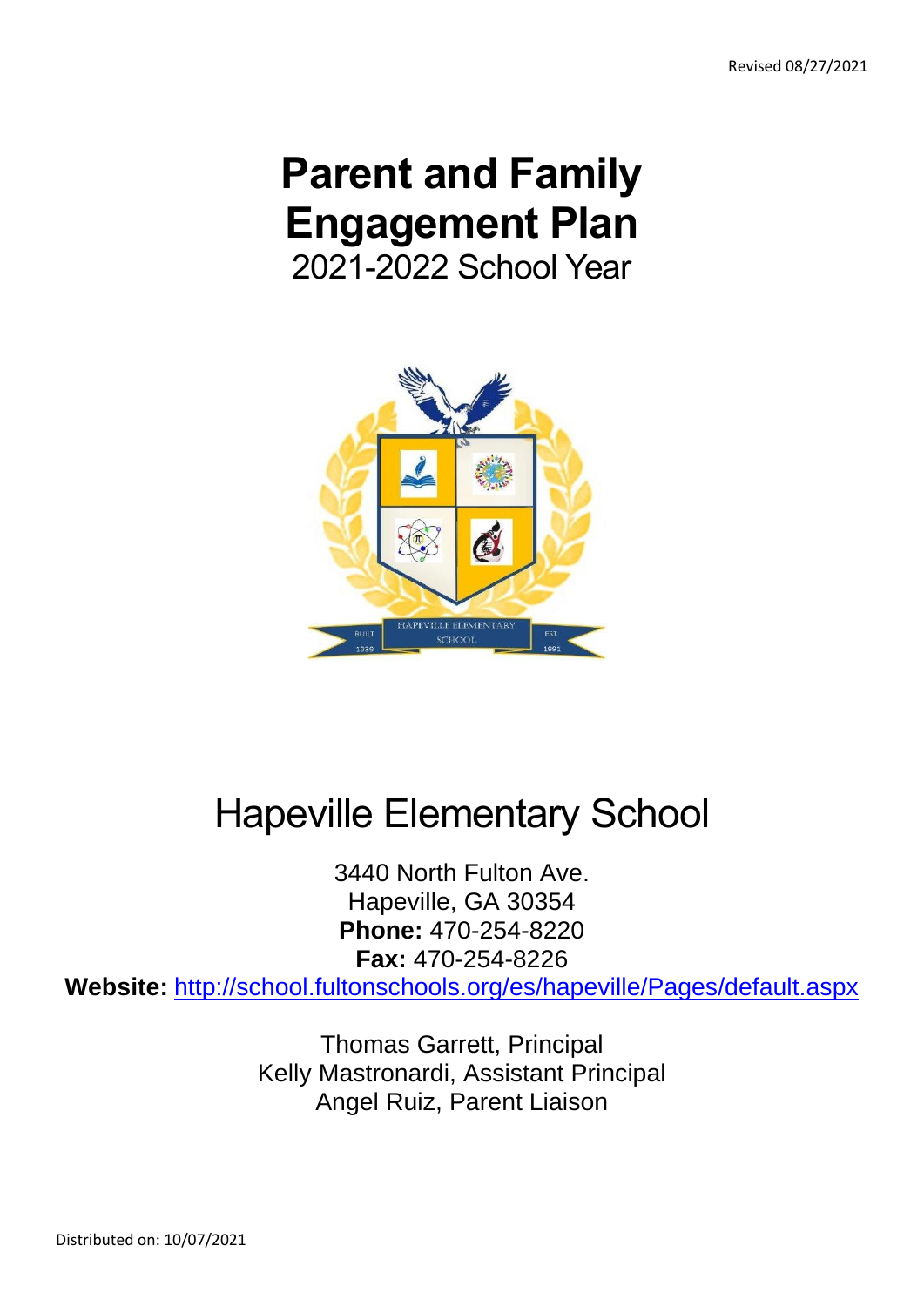Revised 08/27/2021

# Parent and Family Engagement Plan

2021-2022 School Year

# Hapeville Elementary School

3440 North Fulton Ave.
Hapeville, GA 30354
**Phone:** 470-254-8220
**Fax:** 470-254-8226
**Website:** [http://school.fultonschools.org/es/hapeville/Pages/default.aspx](http://school.fultonschools.org/es/hapeville/Pages/default.aspx)

Thomas Garrett, Principal
Kelly Mastronardi, Assistant Principal
Angel Ruiz, Parent Liaison

Distributed on: 10/07/2021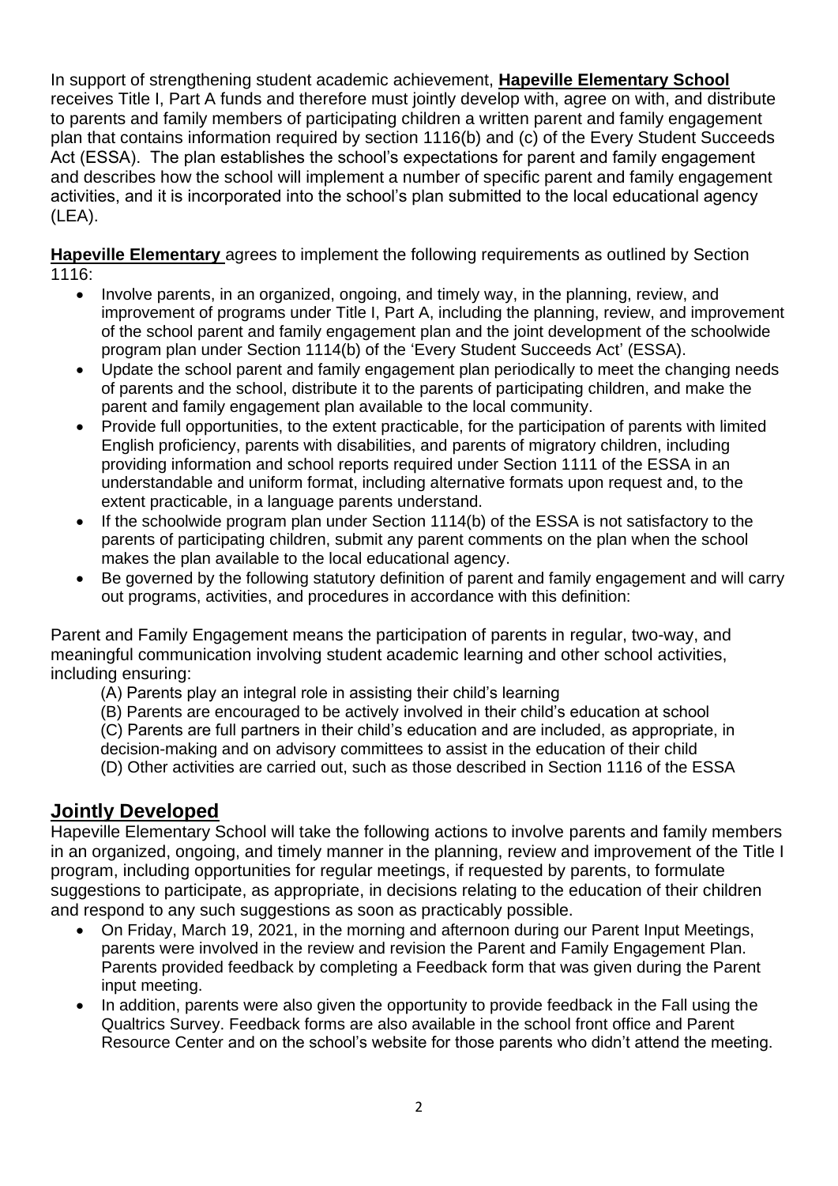In support of strengthening student academic achievement, **Hapeville Elementary School** receives Title I, Part A funds and therefore must jointly develop with, agree on with, and distribute to parents and family members of participating children a written parent and family engagement plan that contains information required by section 1116(b) and (c) of the Every Student Succeeds Act (ESSA). The plan establishes the school's expectations for parent and family engagement and describes how the school will implement a number of specific parent and family engagement activities, and it is incorporated into the school's plan submitted to the local educational agency (LEA).

**Hapeville Elementary** agrees to implement the following requirements as outlined by Section 1116:

- Involve parents, in an organized, ongoing, and timely way, in the planning, review, and improvement of programs under Title I, Part A, including the planning, review, and improvement of the school parent and family engagement plan and the joint development of the schoolwide program plan under Section 1114(b) of the 'Every Student Succeeds Act' (ESSA).
- Update the school parent and family engagement plan periodically to meet the changing needs of parents and the school, distribute it to the parents of participating children, and make the parent and family engagement plan available to the local community.
- Provide full opportunities, to the extent practicable, for the participation of parents with limited English proficiency, parents with disabilities, and parents of migratory children, including providing information and school reports required under Section 1111 of the ESSA in an understandable and uniform format, including alternative formats upon request and, to the extent practicable, in a language parents understand.
- If the schoolwide program plan under Section 1114(b) of the ESSA is not satisfactory to the parents of participating children, submit any parent comments on the plan when the school makes the plan available to the local educational agency.
- Be governed by the following statutory definition of parent and family engagement and will carry out programs, activities, and procedures in accordance with this definition:

Parent and Family Engagement means the participation of parents in regular, two-way, and meaningful communication involving student academic learning and other school activities, including ensuring:

(A) Parents play an integral role in assisting their child's learning
(B) Parents are encouraged to be actively involved in their child's education at school
(C) Parents are full partners in their child's education and are included, as appropriate, in decision-making and on advisory committees to assist in the education of their child
(D) Other activities are carried out, such as those described in Section 1116 of the ESSA

## Jointly Developed

Hapeville Elementary School will take the following actions to involve parents and family members in an organized, ongoing, and timely manner in the planning, review and improvement of the Title I program, including opportunities for regular meetings, if requested by parents, to formulate suggestions to participate, as appropriate, in decisions relating to the education of their children and respond to any such suggestions as soon as practicably possible.

- On Friday, March 19, 2021, in the morning and afternoon during our Parent Input Meetings, parents were involved in the review and revision the Parent and Family Engagement Plan. Parents provided feedback by completing a Feedback form that was given during the Parent input meeting.
- In addition, parents were also given the opportunity to provide feedback in the Fall using the Qualtrics Survey. Feedback forms are also available in the school front office and Parent Resource Center and on the school's website for those parents who didn't attend the meeting.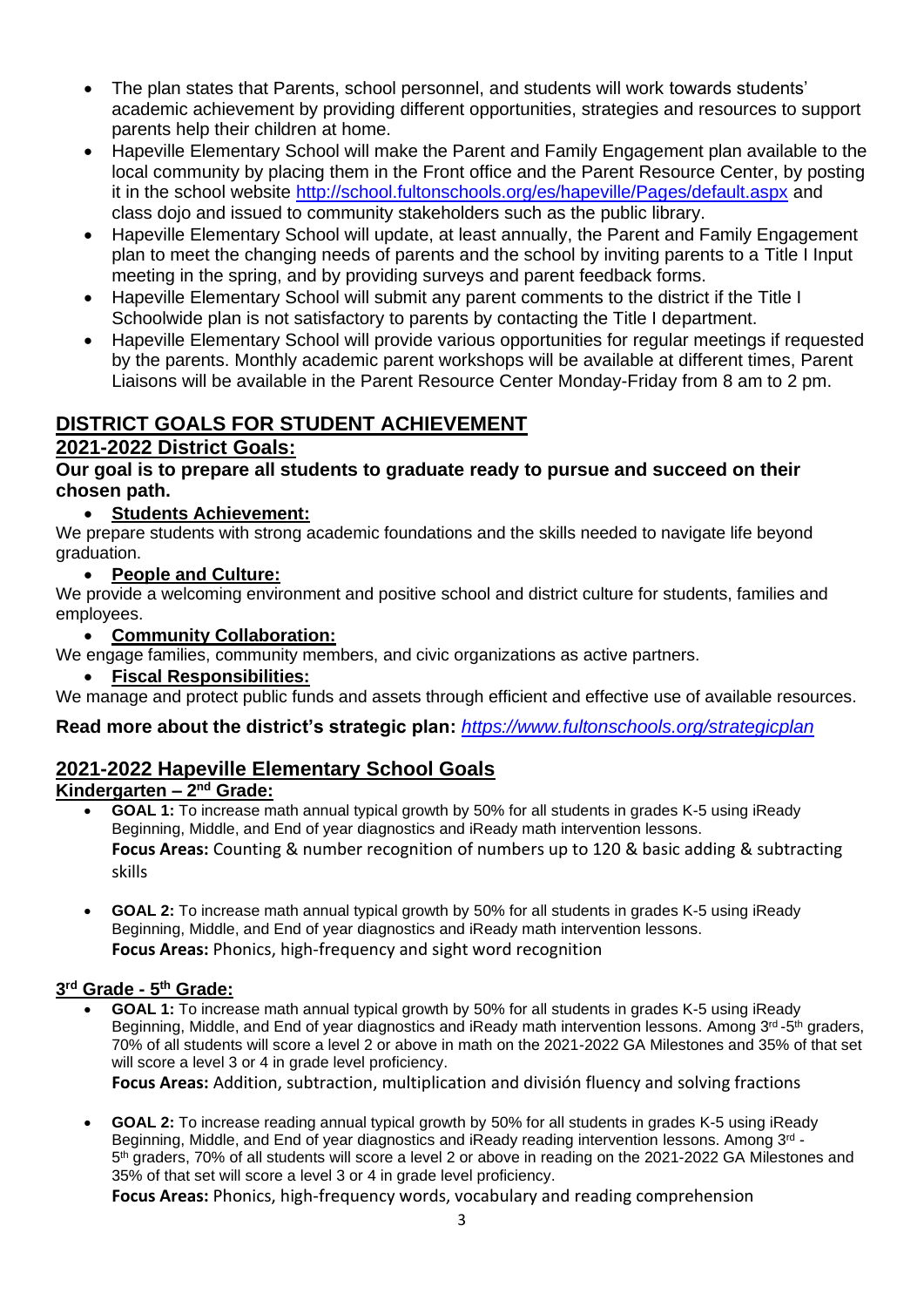- The plan states that Parents, school personnel, and students will work towards students' academic achievement by providing different opportunities, strategies and resources to support parents help their children at home.
- Hapeville Elementary School will make the Parent and Family Engagement plan available to the local community by placing them in the Front office and the Parent Resource Center, by posting it in the school website http://school.fultonschools.org/es/hapeville/Pages/default.aspx and class dojo and issued to community stakeholders such as the public library.
- Hapeville Elementary School will update, at least annually, the Parent and Family Engagement plan to meet the changing needs of parents and the school by inviting parents to a Title I Input meeting in the spring, and by providing surveys and parent feedback forms.
- Hapeville Elementary School will submit any parent comments to the district if the Title I Schoolwide plan is not satisfactory to parents by contacting the Title I department.
- Hapeville Elementary School will provide various opportunities for regular meetings if requested by the parents. Monthly academic parent workshops will be available at different times, Parent Liaisons will be available in the Parent Resource Center Monday-Friday from 8 am to 2 pm.

## DISTRICT GOALS FOR STUDENT ACHIEVEMENT

### 2021-2022 District Goals:

**Our goal is to prepare all students to graduate ready to pursue and succeed on their chosen path.**

- **Students Achievement:**

We prepare students with strong academic foundations and the skills needed to navigate life beyond graduation.

- **People and Culture:**

We provide a welcoming environment and positive school and district culture for students, families and employees.

- **Community Collaboration:**

We engage families, community members, and civic organizations as active partners.

- **Fiscal Responsibilities:**

We manage and protect public funds and assets through efficient and effective use of available resources.

**Read more about the district's strategic plan:** *https://www.fultonschools.org/strategicplan*

## 2021-2022 Hapeville Elementary School Goals

### Kindergarten – 2nd Grade:

- **GOAL 1:** To increase math annual typical growth by 50% for all students in grades K-5 using iReady Beginning, Middle, and End of year diagnostics and iReady math intervention lessons.
  **Focus Areas:** Counting & number recognition of numbers up to 120 & basic adding & subtracting skills

- **GOAL 2:** To increase math annual typical growth by 50% for all students in grades K-5 using iReady Beginning, Middle, and End of year diagnostics and iReady math intervention lessons.
  **Focus Areas:** Phonics, high-frequency and sight word recognition

### 3rd Grade - 5th Grade:

- **GOAL 1:** To increase math annual typical growth by 50% for all students in grades K-5 using iReady Beginning, Middle, and End of year diagnostics and iReady math intervention lessons. Among 3rd -5th graders, 70% of all students will score a level 2 or above in math on the 2021-2022 GA Milestones and 35% of that set will score a level 3 or 4 in grade level proficiency.
  **Focus Areas:** Addition, subtraction, multiplication and división fluency and solving fractions

- **GOAL 2:** To increase reading annual typical growth by 50% for all students in grades K-5 using iReady Beginning, Middle, and End of year diagnostics and iReady reading intervention lessons. Among 3rd - 5th graders, 70% of all students will score a level 2 or above in reading on the 2021-2022 GA Milestones and 35% of that set will score a level 3 or 4 in grade level proficiency.
  **Focus Areas:** Phonics, high-frequency words, vocabulary and reading comprehension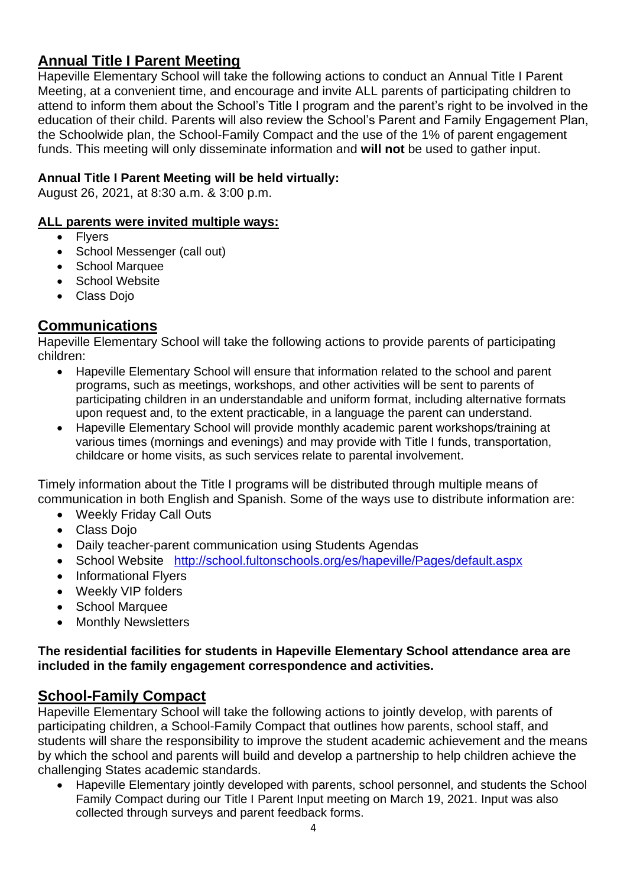## Annual Title I Parent Meeting

Hapeville Elementary School will take the following actions to conduct an Annual Title I Parent Meeting, at a convenient time, and encourage and invite ALL parents of participating children to attend to inform them about the School's Title I program and the parent's right to be involved in the education of their child. Parents will also review the School's Parent and Family Engagement Plan, the Schoolwide plan, the School-Family Compact and the use of the 1% of parent engagement funds. This meeting will only disseminate information and **will not** be used to gather input.

**Annual Title I Parent Meeting will be held virtually:**
August 26, 2021, at 8:30 a.m. & 3:00 p.m.

**ALL parents were invited multiple ways:**

- Flyers
- School Messenger (call out)
- School Marquee
- School Website
- Class Dojo

## Communications

Hapeville Elementary School will take the following actions to provide parents of participating children:

- Hapeville Elementary School will ensure that information related to the school and parent programs, such as meetings, workshops, and other activities will be sent to parents of participating children in an understandable and uniform format, including alternative formats upon request and, to the extent practicable, in a language the parent can understand.
- Hapeville Elementary School will provide monthly academic parent workshops/training at various times (mornings and evenings) and may provide with Title I funds, transportation, childcare or home visits, as such services relate to parental involvement.

Timely information about the Title I programs will be distributed through multiple means of communication in both English and Spanish. Some of the ways use to distribute information are:

- Weekly Friday Call Outs
- Class Dojo
- Daily teacher-parent communication using Students Agendas
- School Website http://school.fultonschools.org/es/hapeville/Pages/default.aspx
- Informational Flyers
- Weekly VIP folders
- School Marquee
- Monthly Newsletters

**The residential facilities for students in Hapeville Elementary School attendance area are included in the family engagement correspondence and activities.**

## School-Family Compact

Hapeville Elementary School will take the following actions to jointly develop, with parents of participating children, a School-Family Compact that outlines how parents, school staff, and students will share the responsibility to improve the student academic achievement and the means by which the school and parents will build and develop a partnership to help children achieve the challenging States academic standards.

- Hapeville Elementary jointly developed with parents, school personnel, and students the School Family Compact during our Title I Parent Input meeting on March 19, 2021. Input was also collected through surveys and parent feedback forms.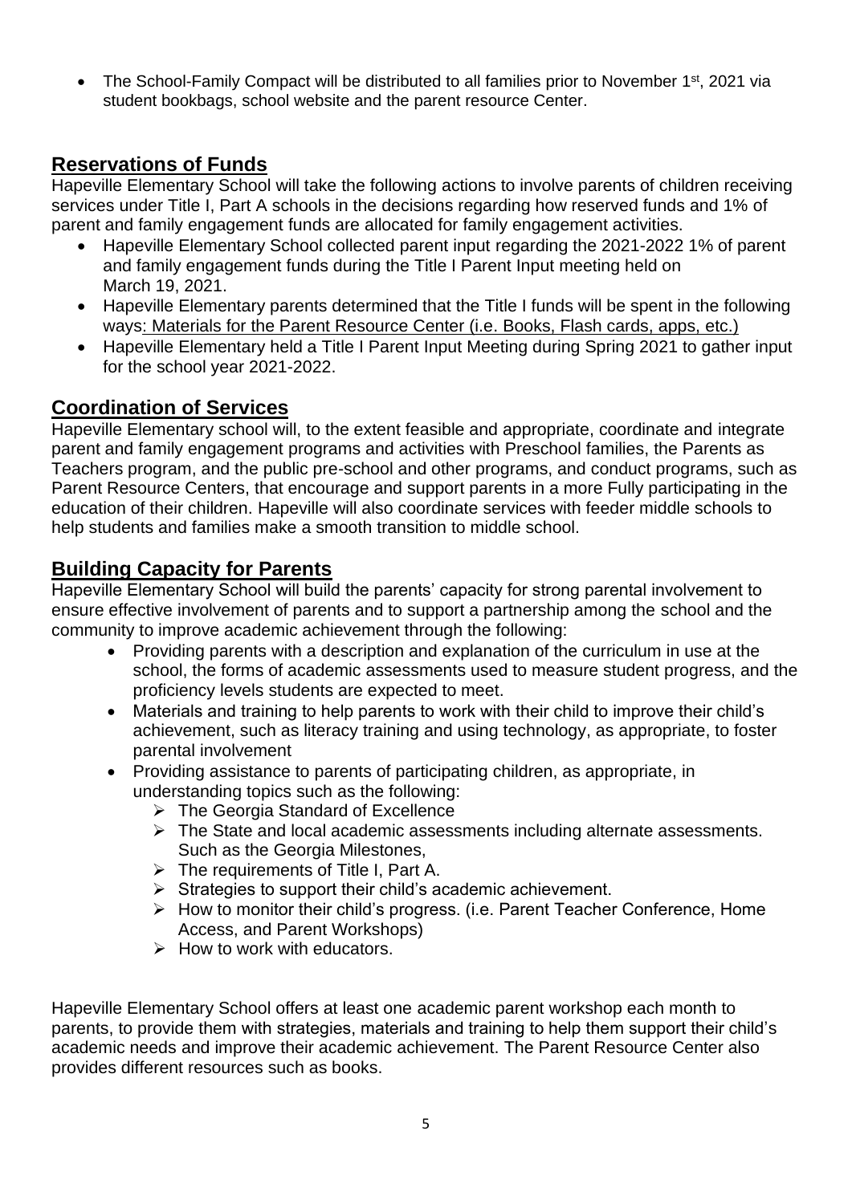- The School-Family Compact will be distributed to all families prior to November 1st, 2021 via student bookbags, school website and the parent resource Center.

## Reservations of Funds

Hapeville Elementary School will take the following actions to involve parents of children receiving services under Title I, Part A schools in the decisions regarding how reserved funds and 1% of parent and family engagement funds are allocated for family engagement activities.

- Hapeville Elementary School collected parent input regarding the 2021-2022 1% of parent and family engagement funds during the Title I Parent Input meeting held on March 19, 2021.
- Hapeville Elementary parents determined that the Title I funds will be spent in the following ways: Materials for the Parent Resource Center (i.e. Books, Flash cards, apps, etc.)
- Hapeville Elementary held a Title I Parent Input Meeting during Spring 2021 to gather input for the school year 2021-2022.

## Coordination of Services

Hapeville Elementary school will, to the extent feasible and appropriate, coordinate and integrate parent and family engagement programs and activities with Preschool families, the Parents as Teachers program, and the public pre-school and other programs, and conduct programs, such as Parent Resource Centers, that encourage and support parents in a more Fully participating in the education of their children. Hapeville will also coordinate services with feeder middle schools to help students and families make a smooth transition to middle school.

## Building Capacity for Parents

Hapeville Elementary School will build the parents' capacity for strong parental involvement to ensure effective involvement of parents and to support a partnership among the school and the community to improve academic achievement through the following:

- Providing parents with a description and explanation of the curriculum in use at the school, the forms of academic assessments used to measure student progress, and the proficiency levels students are expected to meet.
- Materials and training to help parents to work with their child to improve their child's achievement, such as literacy training and using technology, as appropriate, to foster parental involvement
- Providing assistance to parents of participating children, as appropriate, in understanding topics such as the following:
  - The Georgia Standard of Excellence
  - The State and local academic assessments including alternate assessments. Such as the Georgia Milestones,
  - The requirements of Title I, Part A.
  - Strategies to support their child's academic achievement.
  - How to monitor their child's progress. (i.e. Parent Teacher Conference, Home Access, and Parent Workshops)
  - How to work with educators.

Hapeville Elementary School offers at least one academic parent workshop each month to parents, to provide them with strategies, materials and training to help them support their child's academic needs and improve their academic achievement. The Parent Resource Center also provides different resources such as books.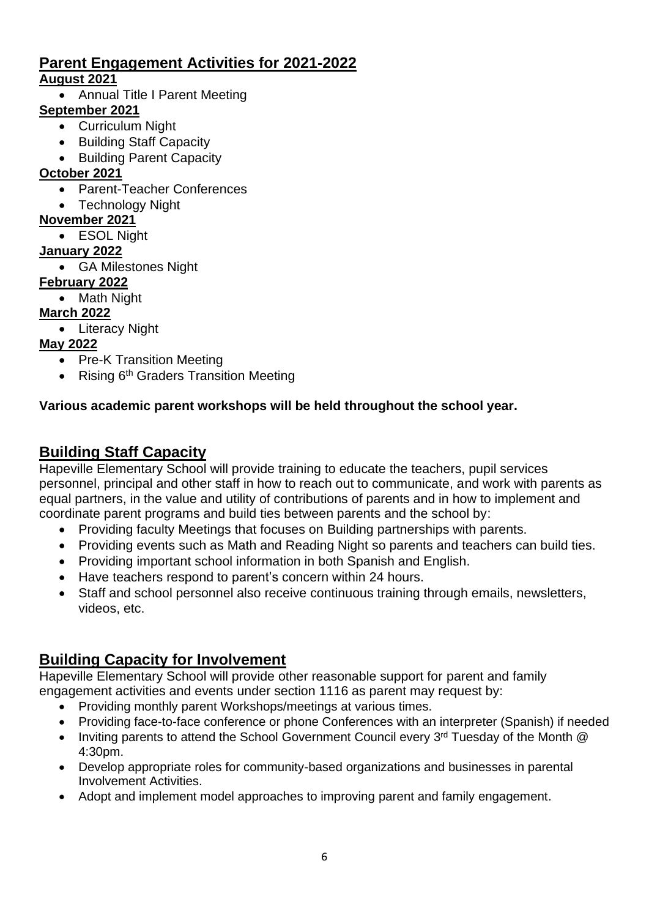## Parent Engagement Activities for 2021-2022

**August 2021**

- Annual Title I Parent Meeting

**September 2021**

- Curriculum Night
- Building Staff Capacity
- Building Parent Capacity

**October 2021**

- Parent-Teacher Conferences
- Technology Night

**November 2021**

- ESOL Night

**January 2022**

- GA Milestones Night

**February 2022**

- Math Night

**March 2022**

- Literacy Night

**May 2022**

- Pre-K Transition Meeting
- Rising 6th Graders Transition Meeting

**Various academic parent workshops will be held throughout the school year.**

## Building Staff Capacity

Hapeville Elementary School will provide training to educate the teachers, pupil services personnel, principal and other staff in how to reach out to communicate, and work with parents as equal partners, in the value and utility of contributions of parents and in how to implement and coordinate parent programs and build ties between parents and the school by:

- Providing faculty Meetings that focuses on Building partnerships with parents.
- Providing events such as Math and Reading Night so parents and teachers can build ties.
- Providing important school information in both Spanish and English.
- Have teachers respond to parent's concern within 24 hours.
- Staff and school personnel also receive continuous training through emails, newsletters, videos, etc.

## Building Capacity for Involvement

Hapeville Elementary School will provide other reasonable support for parent and family engagement activities and events under section 1116 as parent may request by:

- Providing monthly parent Workshops/meetings at various times.
- Providing face-to-face conference or phone Conferences with an interpreter (Spanish) if needed
- Inviting parents to attend the School Government Council every 3rd Tuesday of the Month @ 4:30pm.
- Develop appropriate roles for community-based organizations and businesses in parental Involvement Activities.
- Adopt and implement model approaches to improving parent and family engagement.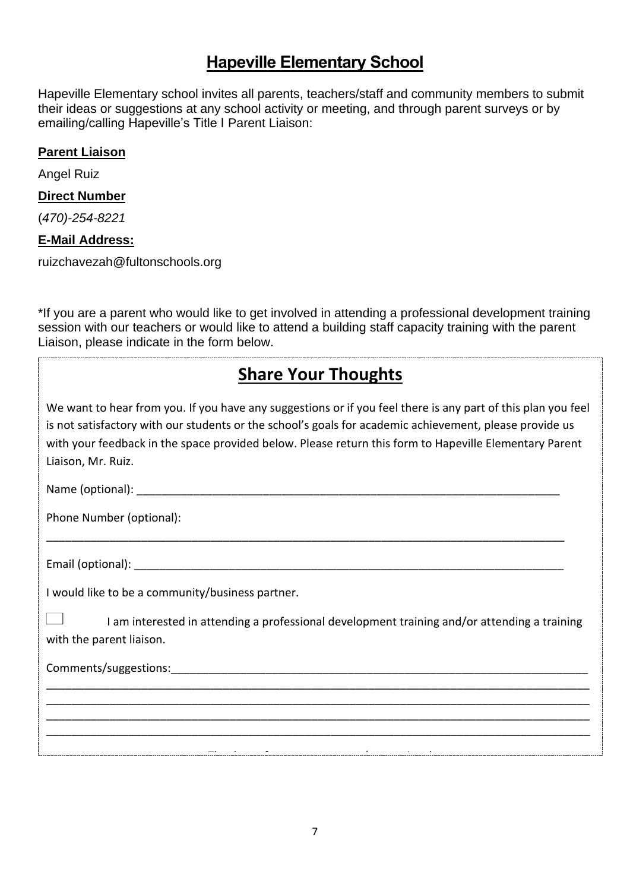# Hapeville Elementary School

Hapeville Elementary school invites all parents, teachers/staff and community members to submit their ideas or suggestions at any school activity or meeting, and through parent surveys or by emailing/calling Hapeville's Title I Parent Liaison:

**Parent Liaison**

Angel Ruiz

**Direct Number**

*(470)-254-8221*

**E-Mail Address:**

ruizchavezah@fultonschools.org

*If you are a parent who would like to get involved in attending a professional development training session with our teachers or would like to attend a building staff capacity training with the parent Liaison, please indicate in the form below.

## Share Your Thoughts

We want to hear from you. If you have any suggestions or if you feel there is any part of this plan you feel is not satisfactory with our students or the school's goals for academic achievement, please provide us with your feedback in the space provided below. Please return this form to Hapeville Elementary Parent Liaison, Mr. Ruiz.

Name (optional): ______________________________________________________________________

Phone Number (optional):

______________________________________________________________________

Email (optional): ______________________________________________________________________

I would like to be a community/business partner.

☐ I am interested in attending a professional development training and/or attending a training with the parent liaison.

Comments/suggestions:_____________________________________________________________

______________________________________________________________________

______________________________________________________________________

______________________________________________________________________

______________________________________________________________________